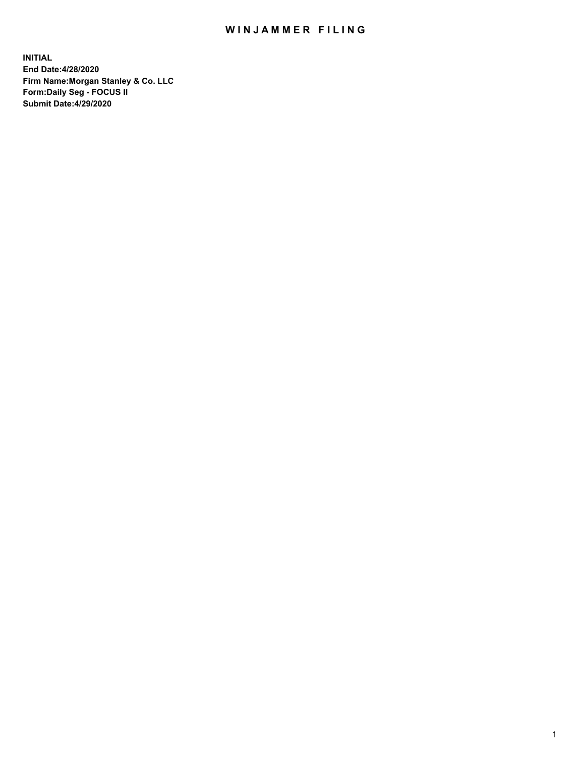# WINJAMMER FILING

**INITIAL**
**End Date:4/28/2020**
**Firm Name:Morgan Stanley & Co. LLC**
**Form:Daily Seg - FOCUS II**
**Submit Date:4/29/2020**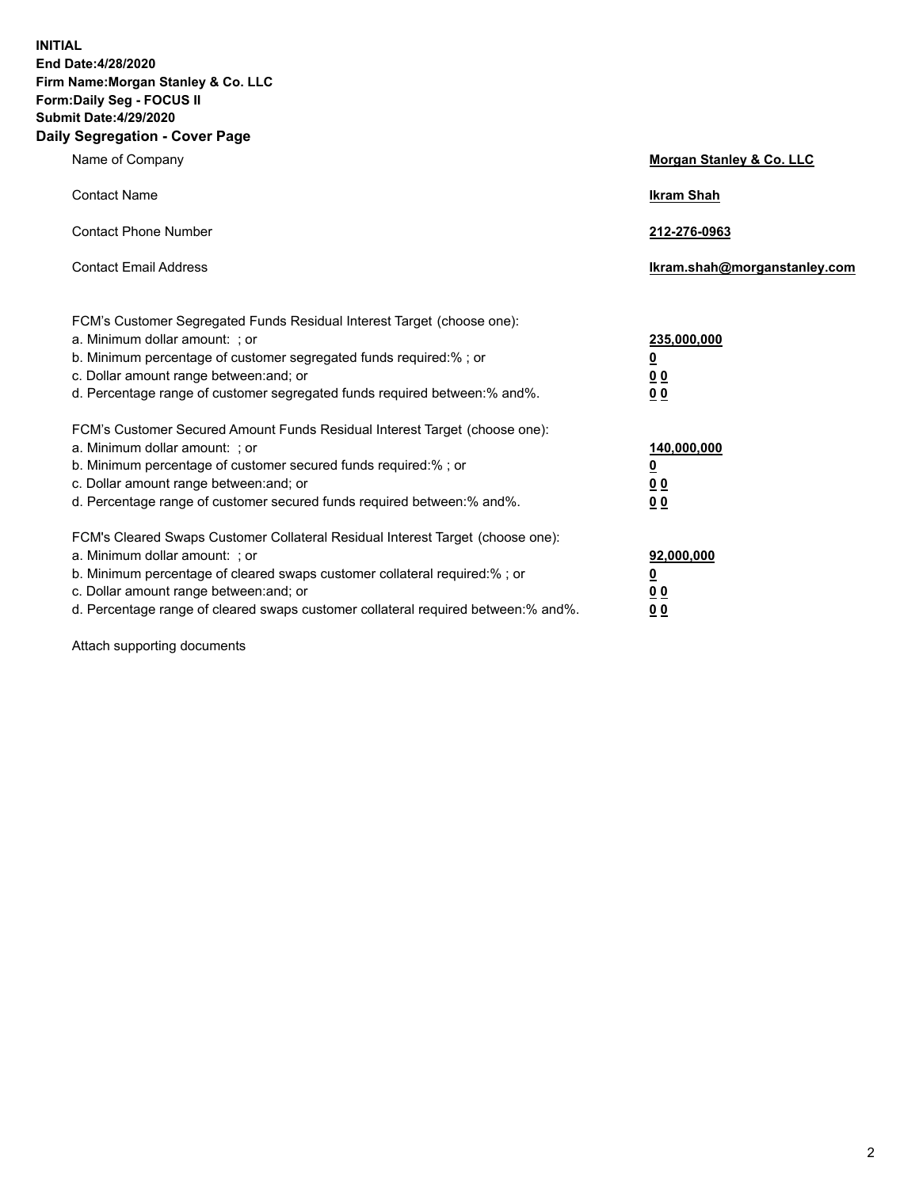**INITIAL**
**End Date:4/28/2020**
**Firm Name:Morgan Stanley & Co. LLC**
**Form:Daily Seg - FOCUS II**
**Submit Date:4/29/2020**

## Daily Segregation - Cover Page

| | |
|---|---|
| Name of Company | **Morgan Stanley & Co. LLC** |
| Contact Name | **Ikram Shah** |
| Contact Phone Number | **212-276-0963** |
| Contact Email Address | **Ikram.shah@morganstanley.com** |

| | |
|---|---|
| FCM's Customer Segregated Funds Residual Interest Target (choose one): | |
| a. Minimum dollar amount: ; or | **235,000,000** |
| b. Minimum percentage of customer segregated funds required:% ; or | **0** |
| c. Dollar amount range between:and; or | **0 0** |
| d. Percentage range of customer segregated funds required between:% and%. | **0 0** |
| FCM's Customer Secured Amount Funds Residual Interest Target (choose one): | |
| a. Minimum dollar amount: ; or | **140,000,000** |
| b. Minimum percentage of customer secured funds required:% ; or | **0** |
| c. Dollar amount range between:and; or | **0 0** |
| d. Percentage range of customer secured funds required between:% and%. | **0 0** |
| FCM's Cleared Swaps Customer Collateral Residual Interest Target (choose one): | |
| a. Minimum dollar amount: ; or | **92,000,000** |
| b. Minimum percentage of cleared swaps customer collateral required:% ; or | **0** |
| c. Dollar amount range between:and; or | **0 0** |
| d. Percentage range of cleared swaps customer collateral required between:% and%. | **0 0** |

Attach supporting documents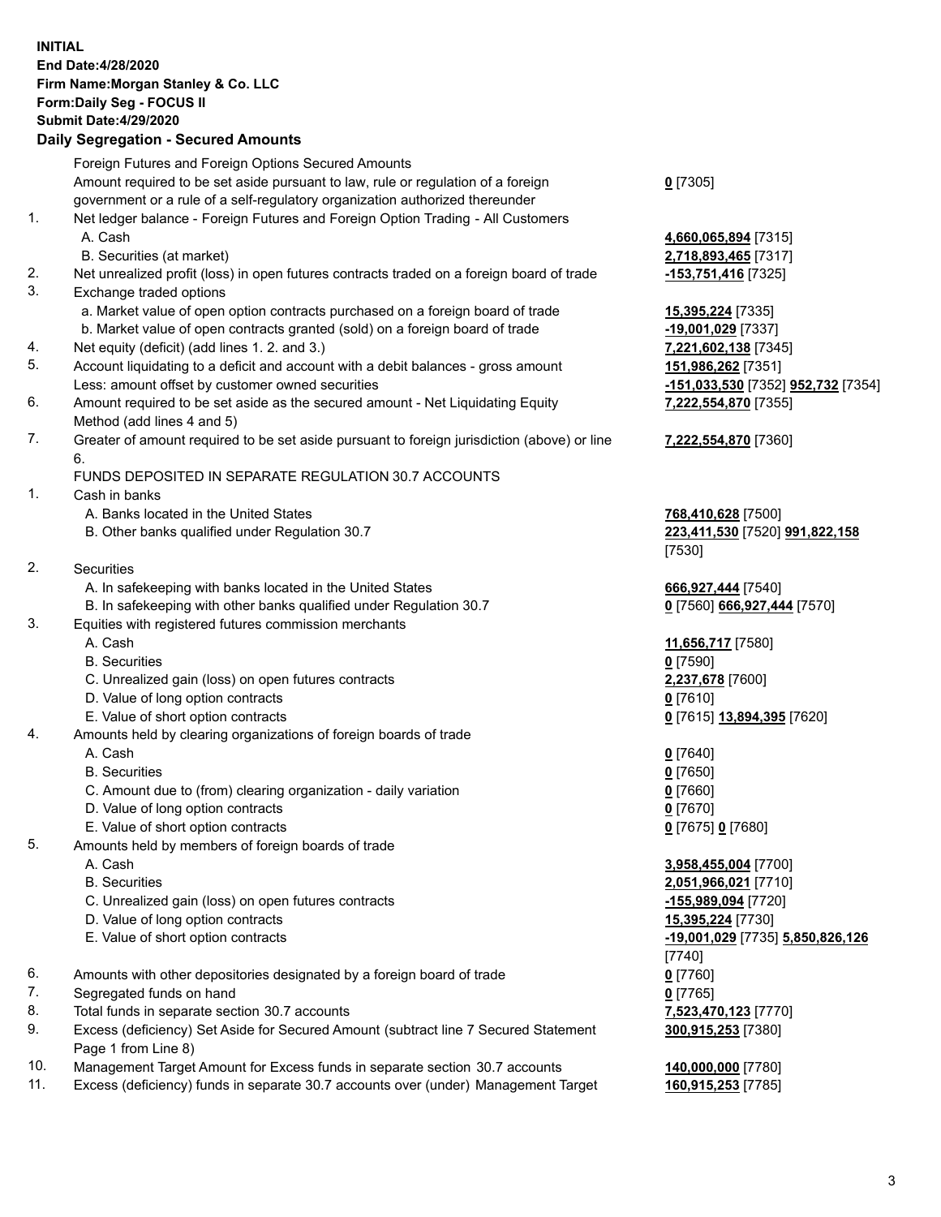**INITIAL**
**End Date:4/28/2020**
**Firm Name:Morgan Stanley & Co. LLC**
**Form:Daily Seg - FOCUS II**
**Submit Date:4/29/2020**

**Daily Segregation - Secured Amounts**

| | | |
|---|---|---|
| | Foreign Futures and Foreign Options Secured Amounts | |
| | Amount required to be set aside pursuant to law, rule or regulation of a foreign government or a rule of a self-regulatory organization authorized thereunder | **0** [7305] |
| 1. | Net ledger balance - Foreign Futures and Foreign Option Trading - All Customers | |
| | A. Cash | **4,660,065,894** [7315] |
| | B. Securities (at market) | **2,718,893,465** [7317] |
| 2. | Net unrealized profit (loss) in open futures contracts traded on a foreign board of trade | **-153,751,416** [7325] |
| 3. | Exchange traded options | |
| | a. Market value of open option contracts purchased on a foreign board of trade | **15,395,224** [7335] |
| | b. Market value of open contracts granted (sold) on a foreign board of trade | **-19,001,029** [7337] |
| 4. | Net equity (deficit) (add lines 1. 2. and 3.) | **7,221,602,138** [7345] |
| 5. | Account liquidating to a deficit and account with a debit balances - gross amount | **151,986,262** [7351] |
| | Less: amount offset by customer owned securities | **-151,033,530** [7352] **952,732** [7354] |
| 6. | Amount required to be set aside as the secured amount - Net Liquidating Equity Method (add lines 4 and 5) | **7,222,554,870** [7355] |
| 7. | Greater of amount required to be set aside pursuant to foreign jurisdiction (above) or line 6. | **7,222,554,870** [7360] |
| | FUNDS DEPOSITED IN SEPARATE REGULATION 30.7 ACCOUNTS | |
| 1. | Cash in banks | |
| | A. Banks located in the United States | **768,410,628** [7500] |
| | B. Other banks qualified under Regulation 30.7 | **223,411,530** [7520] **991,822,158** [7530] |
| 2. | Securities | |
| | A. In safekeeping with banks located in the United States | **666,927,444** [7540] |
| | B. In safekeeping with other banks qualified under Regulation 30.7 | **0** [7560] **666,927,444** [7570] |
| 3. | Equities with registered futures commission merchants | |
| | A. Cash | **11,656,717** [7580] |
| | B. Securities | **0** [7590] |
| | C. Unrealized gain (loss) on open futures contracts | **2,237,678** [7600] |
| | D. Value of long option contracts | **0** [7610] |
| | E. Value of short option contracts | **0** [7615] **13,894,395** [7620] |
| 4. | Amounts held by clearing organizations of foreign boards of trade | |
| | A. Cash | **0** [7640] |
| | B. Securities | **0** [7650] |
| | C. Amount due to (from) clearing organization - daily variation | **0** [7660] |
| | D. Value of long option contracts | **0** [7670] |
| | E. Value of short option contracts | **0** [7675] **0** [7680] |
| 5. | Amounts held by members of foreign boards of trade | |
| | A. Cash | **3,958,455,004** [7700] |
| | B. Securities | **2,051,966,021** [7710] |
| | C. Unrealized gain (loss) on open futures contracts | **-155,989,094** [7720] |
| | D. Value of long option contracts | **15,395,224** [7730] |
| | E. Value of short option contracts | **-19,001,029** [7735] **5,850,826,126** [7740] |
| 6. | Amounts with other depositories designated by a foreign board of trade | **0** [7760] |
| 7. | Segregated funds on hand | **0** [7765] |
| 8. | Total funds in separate section 30.7 accounts | **7,523,470,123** [7770] |
| 9. | Excess (deficiency) Set Aside for Secured Amount (subtract line 7 Secured Statement Page 1 from Line 8) | **300,915,253** [7380] |
| 10. | Management Target Amount for Excess funds in separate section 30.7 accounts | **140,000,000** [7780] |
| 11. | Excess (deficiency) funds in separate 30.7 accounts over (under) Management Target | **160,915,253** [7785] |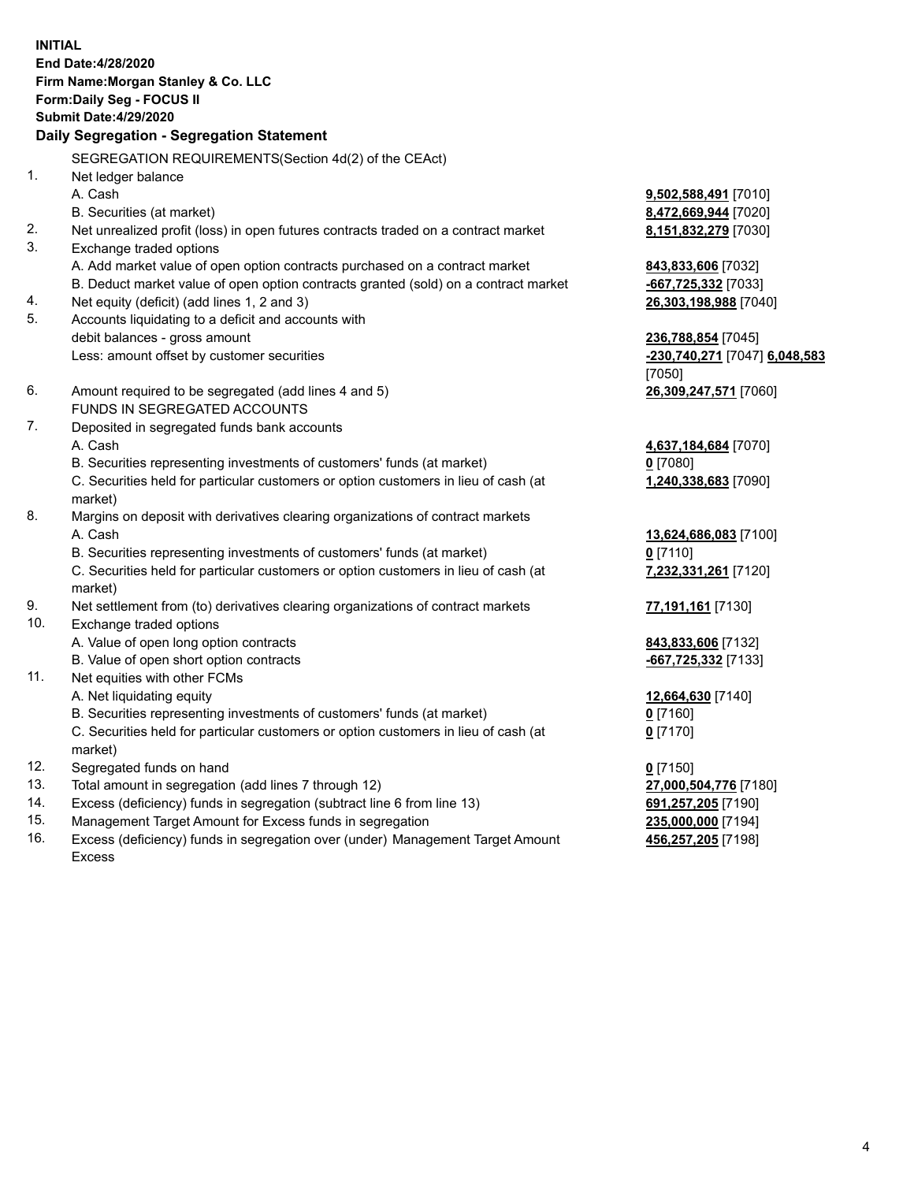**INITIAL**
**End Date:4/28/2020**
**Firm Name:Morgan Stanley & Co. LLC**
**Form:Daily Seg - FOCUS II**
**Submit Date:4/29/2020**

## Daily Segregation - Segregation Statement

SEGREGATION REQUIREMENTS(Section 4d(2) of the CEAct)

| | | |
|---|---|---|
| 1. | Net ledger balance | |
| | A. Cash | **9,502,588,491** [7010] |
| | B. Securities (at market) | **8,472,669,944** [7020] |
| 2. | Net unrealized profit (loss) in open futures contracts traded on a contract market | **8,151,832,279** [7030] |
| 3. | Exchange traded options | |
| | A. Add market value of open option contracts purchased on a contract market | **843,833,606** [7032] |
| | B. Deduct market value of open option contracts granted (sold) on a contract market | **-667,725,332** [7033] |
| 4. | Net equity (deficit) (add lines 1, 2 and 3) | **26,303,198,988** [7040] |
| 5. | Accounts liquidating to a deficit and accounts with debit balances - gross amount | **236,788,854** [7045] |
| | Less: amount offset by customer securities | **-230,740,271** [7047] **6,048,583** [7050] |
| 6. | Amount required to be segregated (add lines 4 and 5) | **26,309,247,571** [7060] |
| | FUNDS IN SEGREGATED ACCOUNTS | |
| 7. | Deposited in segregated funds bank accounts | |
| | A. Cash | **4,637,184,684** [7070] |
| | B. Securities representing investments of customers' funds (at market) | **0** [7080] |
| | C. Securities held for particular customers or option customers in lieu of cash (at market) | **1,240,338,683** [7090] |
| 8. | Margins on deposit with derivatives clearing organizations of contract markets | |
| | A. Cash | **13,624,686,083** [7100] |
| | B. Securities representing investments of customers' funds (at market) | **0** [7110] |
| | C. Securities held for particular customers or option customers in lieu of cash (at market) | **7,232,331,261** [7120] |
| 9. | Net settlement from (to) derivatives clearing organizations of contract markets | **77,191,161** [7130] |
| 10. | Exchange traded options | |
| | A. Value of open long option contracts | **843,833,606** [7132] |
| | B. Value of open short option contracts | **-667,725,332** [7133] |
| 11. | Net equities with other FCMs | |
| | A. Net liquidating equity | **12,664,630** [7140] |
| | B. Securities representing investments of customers' funds (at market) | **0** [7160] |
| | C. Securities held for particular customers or option customers in lieu of cash (at market) | **0** [7170] |
| 12. | Segregated funds on hand | **0** [7150] |
| 13. | Total amount in segregation (add lines 7 through 12) | **27,000,504,776** [7180] |
| 14. | Excess (deficiency) funds in segregation (subtract line 6 from line 13) | **691,257,205** [7190] |
| 15. | Management Target Amount for Excess funds in segregation | **235,000,000** [7194] |
| 16. | Excess (deficiency) funds in segregation over (under) Management Target Amount Excess | **456,257,205** [7198] |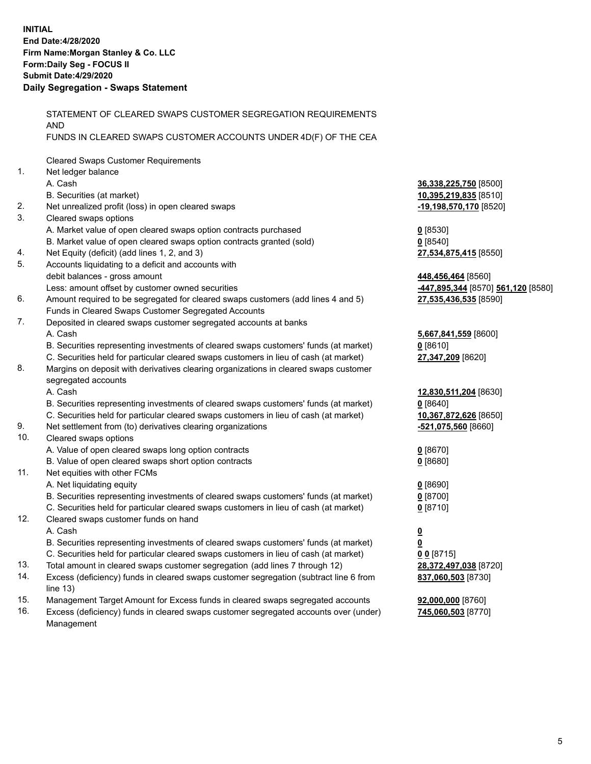**INITIAL**
**End Date:4/28/2020**
**Firm Name:Morgan Stanley & Co. LLC**
**Form:Daily Seg - FOCUS II**
**Submit Date:4/29/2020**
**Daily Segregation - Swaps Statement**

STATEMENT OF CLEARED SWAPS CUSTOMER SEGREGATION REQUIREMENTS AND FUNDS IN CLEARED SWAPS CUSTOMER ACCOUNTS UNDER 4D(F) OF THE CEA

| | | |
|---|---|---|
| | Cleared Swaps Customer Requirements | |
| 1. | Net ledger balance | |
| | A. Cash | **36,338,225,750** [8500] |
| | B. Securities (at market) | **10,395,219,835** [8510] |
| 2. | Net unrealized profit (loss) in open cleared swaps | **-19,198,570,170** [8520] |
| 3. | Cleared swaps options | |
| | A. Market value of open cleared swaps option contracts purchased | **0** [8530] |
| | B. Market value of open cleared swaps option contracts granted (sold) | **0** [8540] |
| 4. | Net Equity (deficit) (add lines 1, 2, and 3) | **27,534,875,415** [8550] |
| 5. | Accounts liquidating to a deficit and accounts with debit balances - gross amount | **448,456,464** [8560] |
| | Less: amount offset by customer owned securities | **-447,895,344** [8570] **561,120** [8580] |
| 6. | Amount required to be segregated for cleared swaps customers (add lines 4 and 5) | **27,535,436,535** [8590] |
| | Funds in Cleared Swaps Customer Segregated Accounts | |
| 7. | Deposited in cleared swaps customer segregated accounts at banks | |
| | A. Cash | **5,667,841,559** [8600] |
| | B. Securities representing investments of cleared swaps customers' funds (at market) | **0** [8610] |
| | C. Securities held for particular cleared swaps customers in lieu of cash (at market) | **27,347,209** [8620] |
| 8. | Margins on deposit with derivatives clearing organizations in cleared swaps customer segregated accounts | |
| | A. Cash | **12,830,511,204** [8630] |
| | B. Securities representing investments of cleared swaps customers' funds (at market) | **0** [8640] |
| | C. Securities held for particular cleared swaps customers in lieu of cash (at market) | **10,367,872,626** [8650] |
| 9. | Net settlement from (to) derivatives clearing organizations | **-521,075,560** [8660] |
| 10. | Cleared swaps options | |
| | A. Value of open cleared swaps long option contracts | **0** [8670] |
| | B. Value of open cleared swaps short option contracts | **0** [8680] |
| 11. | Net equities with other FCMs | |
| | A. Net liquidating equity | **0** [8690] |
| | B. Securities representing investments of cleared swaps customers' funds (at market) | **0** [8700] |
| | C. Securities held for particular cleared swaps customers in lieu of cash (at market) | **0** [8710] |
| 12. | Cleared swaps customer funds on hand | |
| | A. Cash | **0** |
| | B. Securities representing investments of cleared swaps customers' funds (at market) | **0** |
| | C. Securities held for particular cleared swaps customers in lieu of cash (at market) | **0** **0** [8715] |
| 13. | Total amount in cleared swaps customer segregation (add lines 7 through 12) | **28,372,497,038** [8720] |
| 14. | Excess (deficiency) funds in cleared swaps customer segregation (subtract line 6 from line 13) | **837,060,503** [8730] |
| 15. | Management Target Amount for Excess funds in cleared swaps segregated accounts | **92,000,000** [8760] |
| 16. | Excess (deficiency) funds in cleared swaps customer segregated accounts over (under) Management | **745,060,503** [8770] |